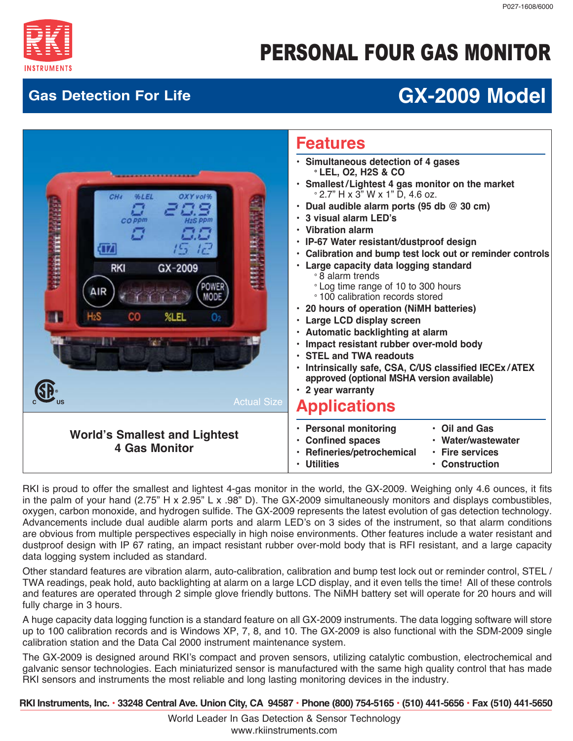P027-1608/6000

RKI INSTRUMENTS

# PERSONAL FOUR GAS MONITOR

## Gas Detection For Life — GX-2009 Model

Actual Size

**World's Smallest and Lightest 4 Gas Monitor**

## Features

- **Simultaneous detection of 4 gases**
  - **LEL, O2, H2S & CO**
- **Smallest/Lightest 4 gas monitor on the market**
  - 2.7" H x 3" W x 1" D, 4.6 oz.
- **Dual audible alarm ports (95 db @ 30 cm)**
- **3 visual alarm LED's**
- **Vibration alarm**
- **IP-67 Water resistant/dustproof design**
- **Calibration and bump test lock out or reminder controls**
- **Large capacity data logging standard**
  - 8 alarm trends
  - Log time range of 10 to 300 hours
  - 100 calibration records stored
- **20 hours of operation (NiMH batteries)**
- **Large LCD display screen**
- **Automatic backlighting at alarm**
- **Impact resistant rubber over-mold body**
- **STEL and TWA readouts**
- **Intrinsically safe, CSA, C/US classified IECEx/ATEX approved (optional MSHA version available)**
- **2 year warranty**

## Applications

- **Personal monitoring**
- **Confined spaces**
- **Refineries/petrochemical**
- **Utilities**
- **Oil and Gas**
- **Water/wastewater**
- **Fire services**
- **Construction**

RKI is proud to offer the smallest and lightest 4-gas monitor in the world, the GX-2009. Weighing only 4.6 ounces, it fits in the palm of your hand (2.75" H x 2.95" L x .98" D). The GX-2009 simultaneously monitors and displays combustibles, oxygen, carbon monoxide, and hydrogen sulfide. The GX-2009 represents the latest evolution of gas detection technology. Advancements include dual audible alarm ports and alarm LED's on 3 sides of the instrument, so that alarm conditions are obvious from multiple perspectives especially in high noise environments. Other features include a water resistant and dustproof design with IP 67 rating, an impact resistant rubber over-mold body that is RFI resistant, and a large capacity data logging system included as standard.

Other standard features are vibration alarm, auto-calibration, calibration and bump test lock out or reminder control, STEL / TWA readings, peak hold, auto backlighting at alarm on a large LCD display, and it even tells the time! All of these controls and features are operated through 2 simple glove friendly buttons. The NiMH battery set will operate for 20 hours and will fully charge in 3 hours.

A huge capacity data logging function is a standard feature on all GX-2009 instruments. The data logging software will store up to 100 calibration records and is Windows XP, 7, 8, and 10. The GX-2009 is also functional with the SDM-2009 single calibration station and the Data Cal 2000 instrument maintenance system.

The GX-2009 is designed around RKI's compact and proven sensors, utilizing catalytic combustion, electrochemical and galvanic sensor technologies. Each miniaturized sensor is manufactured with the same high quality control that has made RKI sensors and instruments the most reliable and long lasting monitoring devices in the industry.

**RKI Instruments, Inc. • 33248 Central Ave. Union City, CA 94587 • Phone (800) 754-5165 • (510) 441-5656 • Fax (510) 441-5650**

World Leader In Gas Detection & Sensor Technology
www.rkiinstruments.com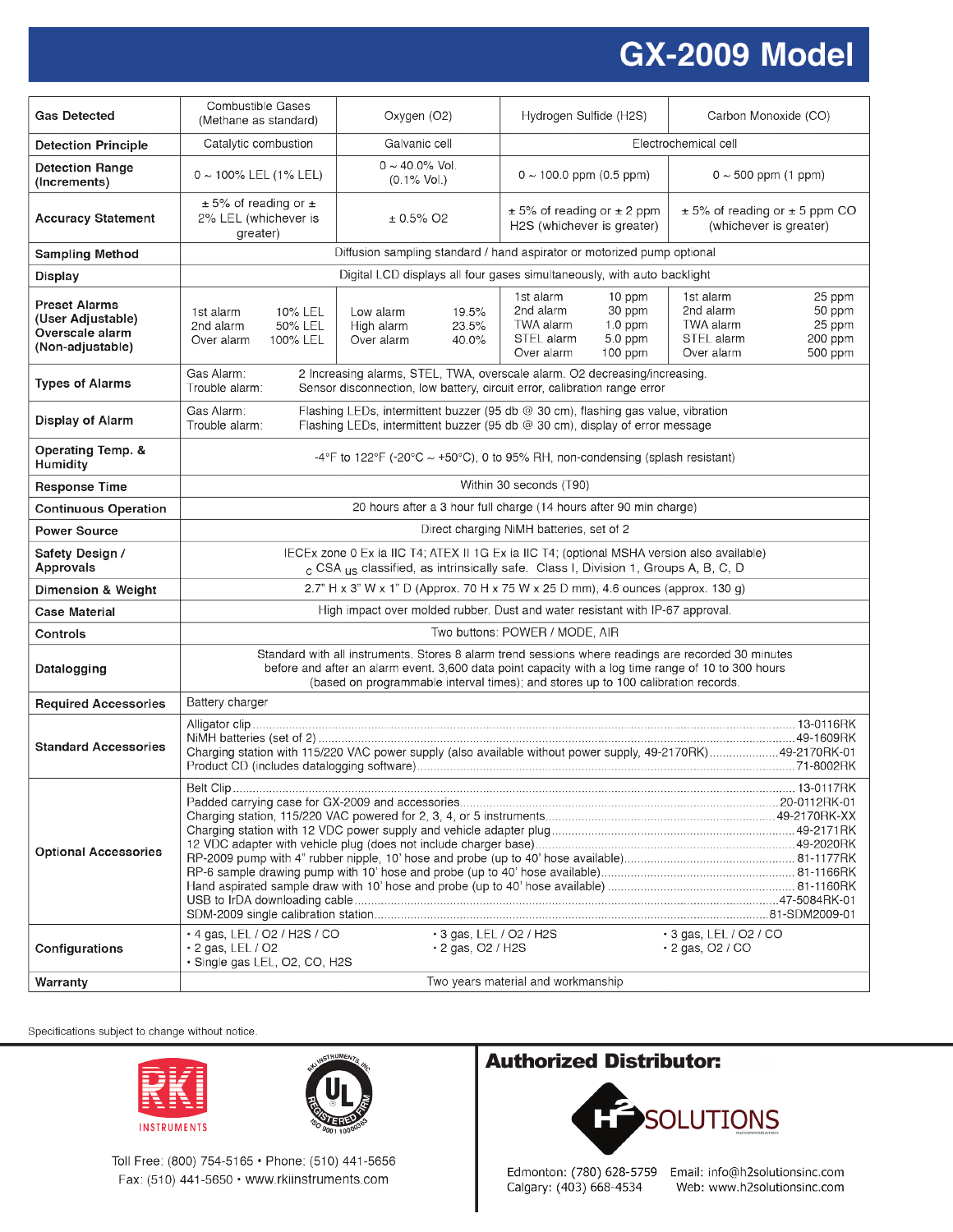# GX-2009 Model

| | | | | |
|---|---|---|---|---|
| **Gas Detected** | Combustible Gases (Methane as standard) | Oxygen (O2) | Hydrogen Sulfide (H2S) | Carbon Monoxide (CO) |
| **Detection Principle** | Catalytic combustion | Galvanic cell | Electrochemical cell | |
| **Detection Range (Increments)** | 0 ~ 100% LEL (1% LEL) | 0 ~ 40.0% Vol. (0.1% Vol.) | 0 ~ 100.0 ppm (0.5 ppm) | 0 ~ 500 ppm (1 ppm) |
| **Accuracy Statement** | ± 5% of reading or ± 2% LEL (whichever is greater) | ± 0.5% O2 | ± 5% of reading or ± 2 ppm H2S (whichever is greater) | ± 5% of reading or ± 5 ppm CO (whichever is greater) |
| **Sampling Method** | Diffusion sampling standard / hand aspirator or motorized pump optional | | | |
| **Display** | Digital LCD displays all four gases simultaneously, with auto backlight | | | |
| **Preset Alarms (User Adjustable) Overscale alarm (Non-adjustable)** | 1st alarm 10% LEL<br>2nd alarm 50% LEL<br>Over alarm 100% LEL | Low alarm 19.5%<br>High alarm 23.5%<br>Over alarm 40.0% | 1st alarm 10 ppm<br>2nd alarm 30 ppm<br>TWA alarm 1.0 ppm<br>STEL alarm 5.0 ppm<br>Over alarm 100 ppm | 1st alarm 25 ppm<br>2nd alarm 50 ppm<br>TWA alarm 25 ppm<br>STEL alarm 200 ppm<br>Over alarm 500 ppm |
| **Types of Alarms** | Gas Alarm: 2 Increasing alarms, STEL, TWA, overscale alarm. O2 decreasing/increasing.<br>Trouble alarm: Sensor disconnection, low battery, circuit error, calibration range error | | | |
| **Display of Alarm** | Gas Alarm: Flashing LEDs, intermittent buzzer (95 db @ 30 cm), flashing gas value, vibration<br>Trouble alarm: Flashing LEDs, intermittent buzzer (95 db @ 30 cm), display of error message | | | |
| **Operating Temp. & Humidity** | -4°F to 122°F (-20°C ~ +50°C), 0 to 95% RH, non-condensing (splash resistant) | | | |
| **Response Time** | Within 30 seconds (T90) | | | |
| **Continuous Operation** | 20 hours after a 3 hour full charge (14 hours after 90 min charge) | | | |
| **Power Source** | Direct charging NiMH batteries, set of 2 | | | |
| **Safety Design / Approvals** | IECEx zone 0 Ex ia IIC T4; ATEX II 1G Ex ia IIC T4; (optional MSHA version also available)<br>C CSA US classified, as intrinsically safe. Class I, Division 1, Groups A, B, C, D | | | |
| **Dimension & Weight** | 2.7" H x 3" W x 1" D (Approx. 70 H x 75 W x 25 D mm), 4.6 ounces (approx. 130 g) | | | |
| **Case Material** | High impact over molded rubber. Dust and water resistant with IP-67 approval. | | | |
| **Controls** | Two buttons: POWER / MODE, AIR | | | |
| **Datalogging** | Standard with all instruments. Stores 8 alarm trend sessions where readings are recorded 30 minutes before and after an alarm event. 3,600 data point capacity with a log time range of 10 to 300 hours (based on programmable interval times); and stores up to 100 calibration records. | | | |
| **Required Accessories** | Battery charger | | | |
| **Standard Accessories** | Alligator clip ... 13-0116RK<br>NiMH batteries (set of 2) ... 49-1609RK<br>Charging station with 115/220 VAC power supply (also available without power supply, 49-2170RK) ... 49-2170RK-01<br>Product CD (includes datalogging software) ... 71-8002RK | | | |
| **Optional Accessories** | Belt Clip ... 13-0117RK<br>Padded carrying case for GX-2009 and accessories ... 20-0112RK-01<br>Charging station, 115/220 VAC powered for 2, 3, 4, or 5 instruments ... 49-2170RK-XX<br>Charging station with 12 VDC power supply and vehicle adapter plug ... 49-2171RK<br>12 VDC adapter with vehicle plug (does not include charger base) ... 49-2020RK<br>RP-2009 pump with 4" rubber nipple, 10' hose and probe (up to 40' hose available) ... 81-1177RK<br>RP-6 sample drawing pump with 10' hose and probe (up to 40' hose available) ... 81-1166RK<br>Hand aspirated sample draw with 10' hose and probe (up to 40' hose available) ... 81-1160RK<br>USB to IrDA downloading cable ... 47-5084RK-01<br>SDM-2009 single calibration station ... 81-SDM2009-01 | | | |
| **Configurations** | • 4 gas, LEL / O2 / H2S / CO<br>• 2 gas, LEL / O2<br>• Single gas LEL, O2, CO, H2S | • 3 gas, LEL / O2 / H2S<br>• 2 gas, O2 / H2S | • 3 gas, LEL / O2 / CO<br>• 2 gas, O2 / CO | |
| **Warranty** | Two years material and workmanship | | | |

Specifications subject to change without notice.

RKI INSTRUMENTS

Toll Free: (800) 754-5165 • Phone: (510) 441-5656
Fax: (510) 441-5650 • www.rkiinstruments.com

RKI INSTRUMENTS, INC. UL REGISTERED FIRM ISO 9001 10000083

**Authorized Distributor:**

H2 SOLUTIONS INCORPORATED

Edmonton: (780) 628-5759 Email: info@h2solutionsinc.com
Calgary: (403) 668-4534 Web: www.h2solutionsinc.com